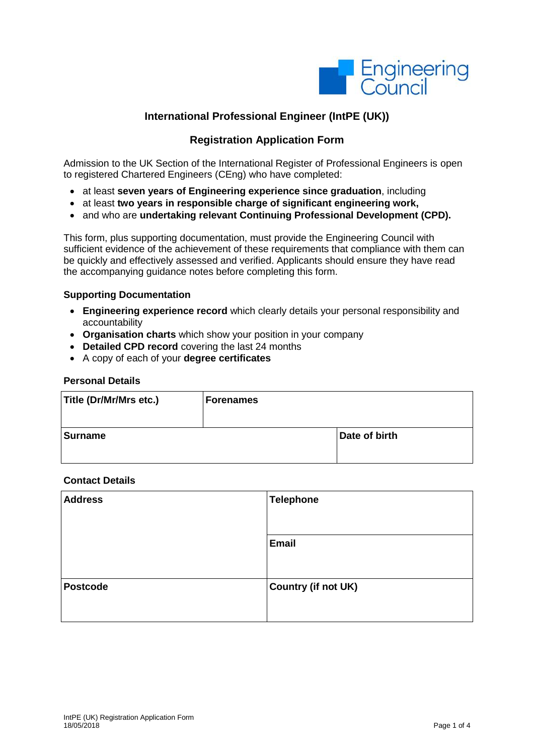# International Professional Engineer (IntPE (UK))

## Registration Application Form

Admission to the UK Section of the International Register of Professional Engineers is open to registered Chartered Engineers (CEng) who have completed:

- at least **seven years of Engineering experience since graduation**, including
- at least **two years in responsible charge of significant engineering work,**
- and who are **undertaking relevant Continuing Professional Development (CPD).**

This form, plus supporting documentation, must provide the Engineering Council with sufficient evidence of the achievement of these requirements that compliance with them can be quickly and effectively assessed and verified. Applicants should ensure they have read the accompanying guidance notes before completing this form.

### Supporting Documentation

- **Engineering experience record** which clearly details your personal responsibility and accountability
- **Organisation charts** which show your position in your company
- **Detailed CPD record** covering the last 24 months
- A copy of each of your **degree certificates**

### Personal Details

| Title (Dr/Mr/Mrs etc.) | Forenames | |
|---|---|---|
| **Surname** | | **Date of birth** |

### Contact Details

| Address | Telephone |
|---|---|
| | **Email** |
| **Postcode** | **Country (if not UK)** |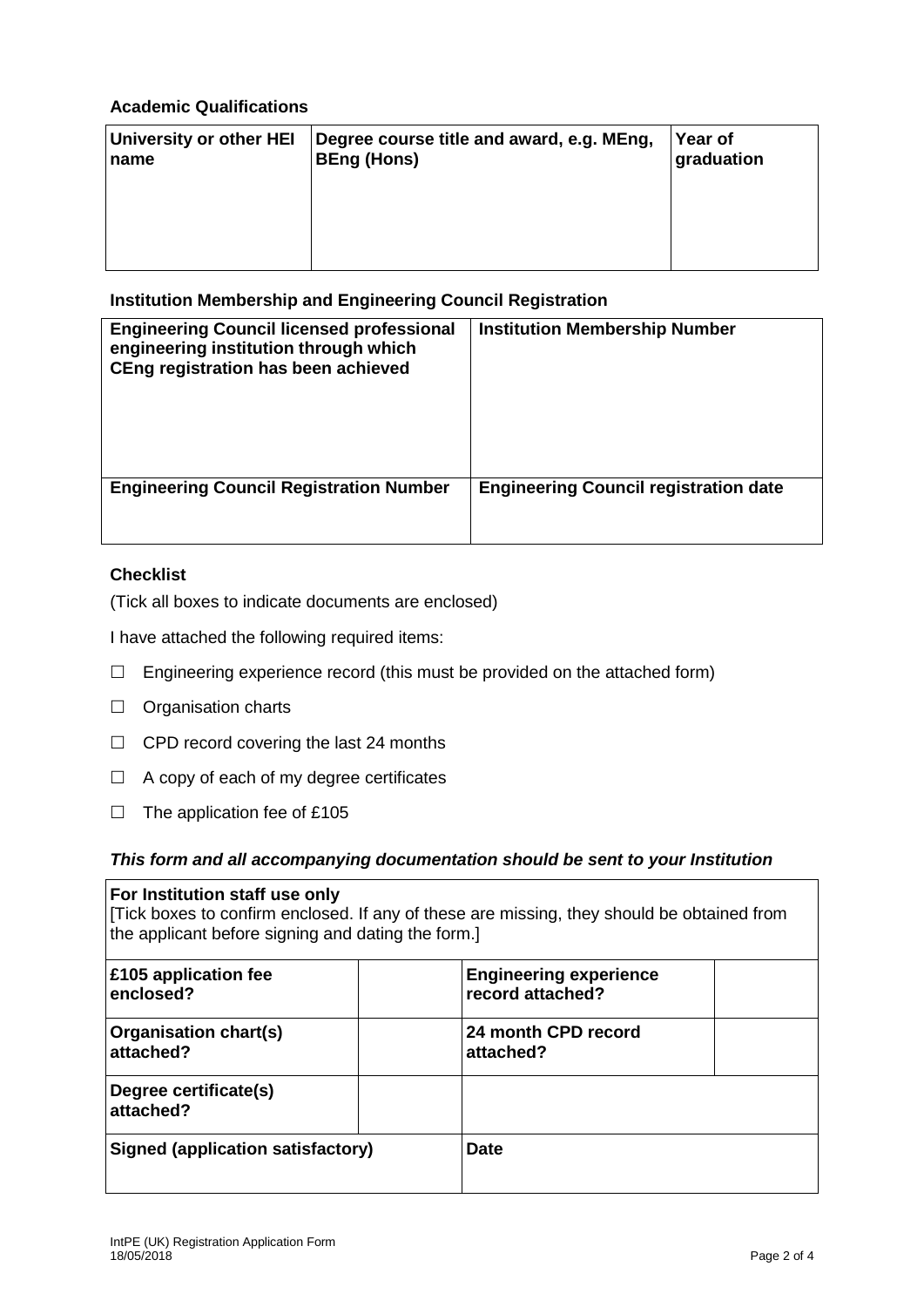**Academic Qualifications**

| University or other HEI name | Degree course title and award, e.g. MEng, BEng (Hons) | Year of graduation |
|---|---|---|
| | | |

**Institution Membership and Engineering Council Registration**

| Engineering Council licensed professional engineering institution through which CEng registration has been achieved | Institution Membership Number |
|---|---|
| | |
| **Engineering Council Registration Number** | **Engineering Council registration date** |
| | |

**Checklist**

(Tick all boxes to indicate documents are enclosed)

I have attached the following required items:

- ☐ Engineering experience record (this must be provided on the attached form)
- ☐ Organisation charts
- ☐ CPD record covering the last 24 months
- ☐ A copy of each of my degree certificates
- ☐ The application fee of £105

***This form and all accompanying documentation should be sent to your Institution***

| For Institution staff use only [Tick boxes to confirm enclosed. If any of these are missing, they should be obtained from the applicant before signing and dating the form.] | | | |
|---|---|---|---|
| **£105 application fee enclosed?** | | **Engineering experience record attached?** | |
| **Organisation chart(s) attached?** | | **24 month CPD record attached?** | |
| **Degree certificate(s) attached?** | | | |
| **Signed (application satisfactory)** | | **Date** | |

IntPE (UK) Registration Application Form
18/05/2018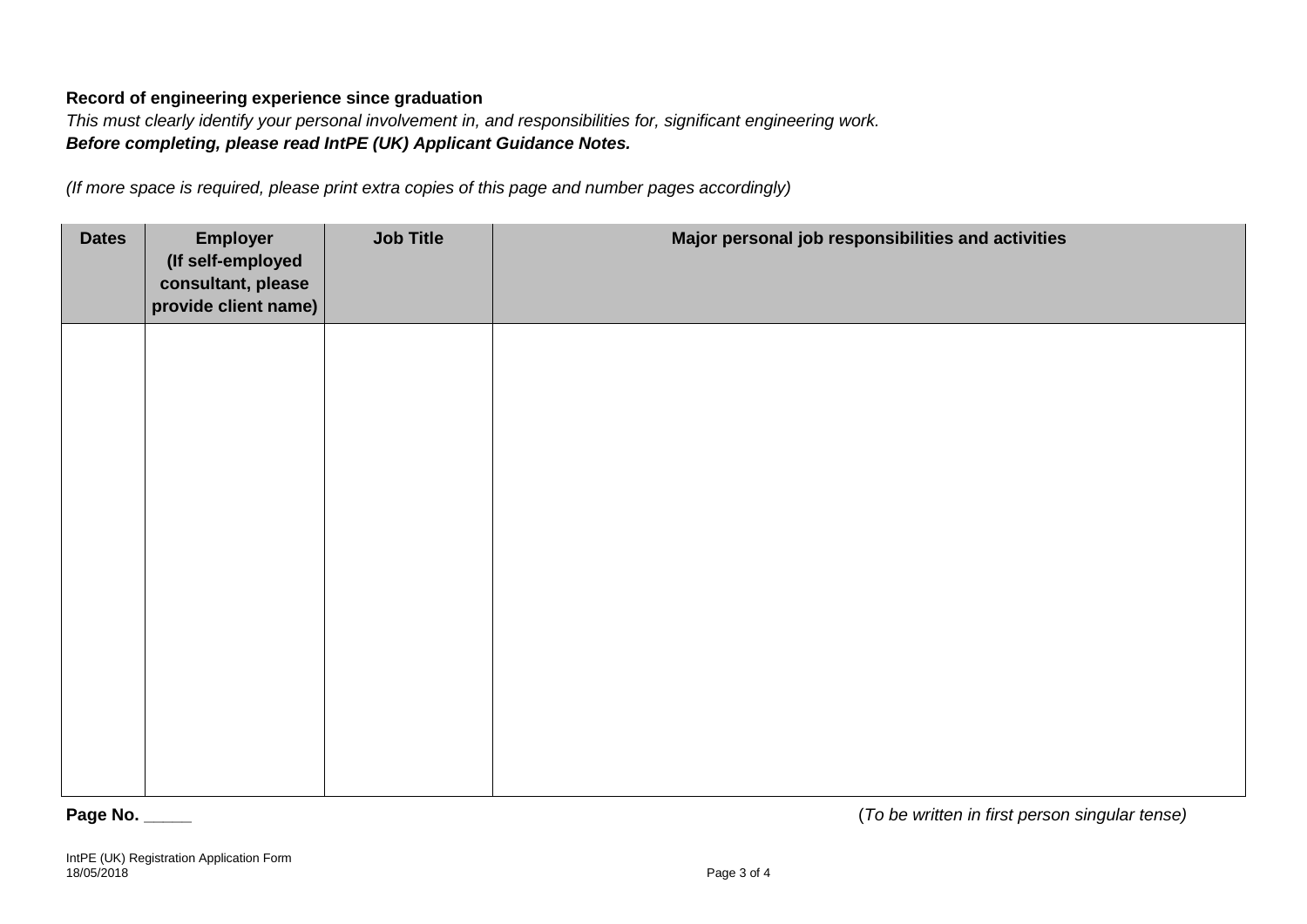**Record of engineering experience since graduation**

*This must clearly identify your personal involvement in, and responsibilities for, significant engineering work.*
***Before completing, please read IntPE (UK) Applicant Guidance Notes.***

*(If more space is required, please print extra copies of this page and number pages accordingly)*

| Dates | Employer (If self-employed consultant, please provide client name) | Job Title | Major personal job responsibilities and activities |
|---|---|---|---|
| | | | |

**Page No. _____** (*To be written in first person singular tense)*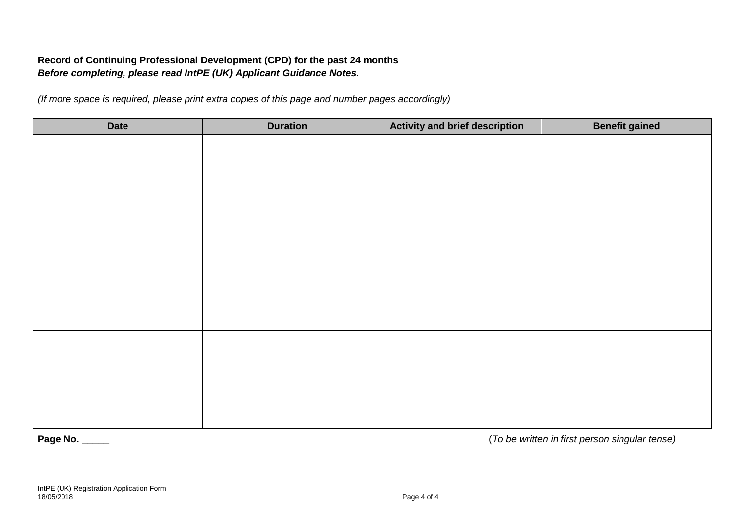**Record of Continuing Professional Development (CPD) for the past 24 months**
***Before completing, please read IntPE (UK) Applicant Guidance Notes.***

*(If more space is required, please print extra copies of this page and number pages accordingly)*

| Date | Duration | Activity and brief description | Benefit gained |
|---|---|---|---|
| | | | |
| | | | |
| | | | |

**Page No. _____** (*To be written in first person singular tense)*

IntPE (UK) Registration Application Form
18/05/2018